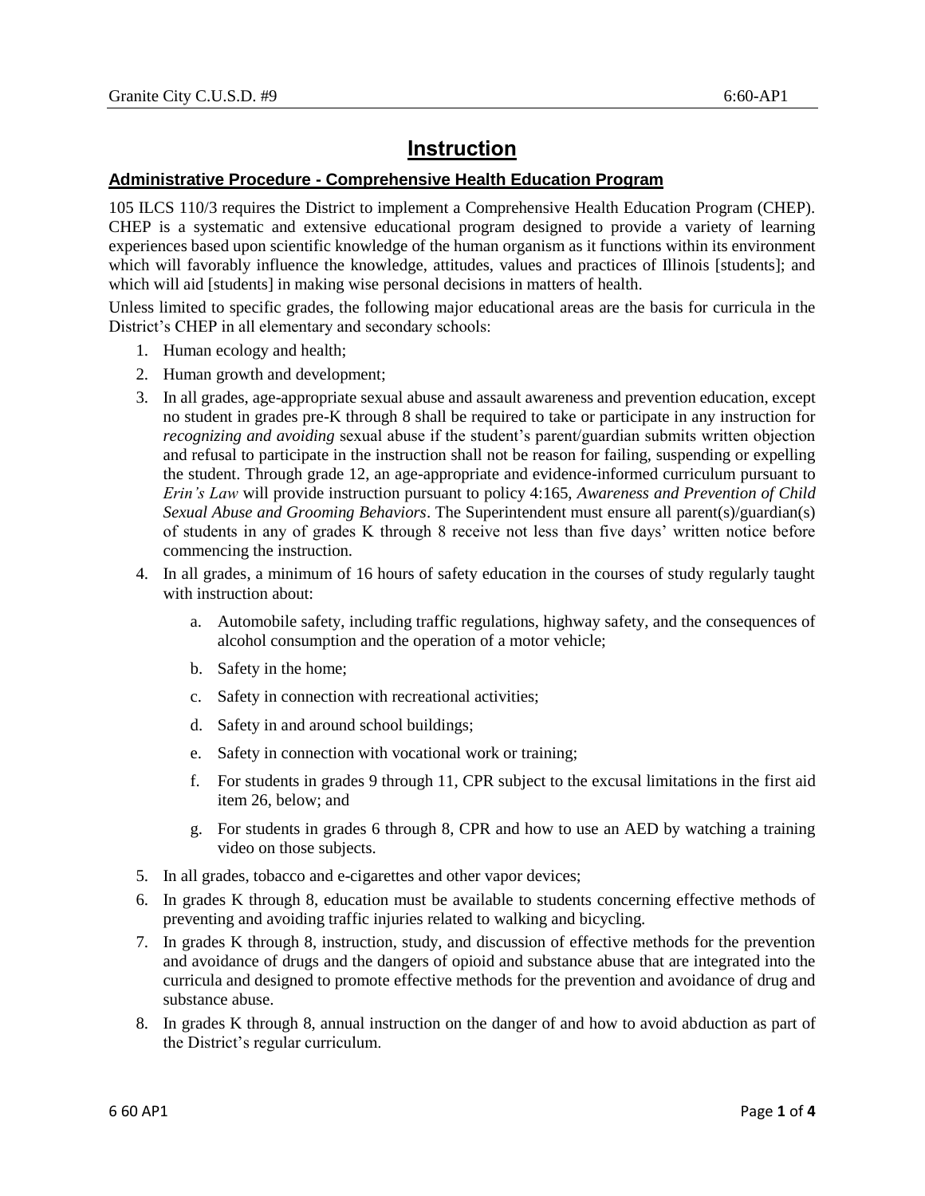# Instruction

## Administrative Procedure - Comprehensive Health Education Program

105 ILCS 110/3 requires the District to implement a Comprehensive Health Education Program (CHEP). CHEP is a systematic and extensive educational program designed to provide a variety of learning experiences based upon scientific knowledge of the human organism as it functions within its environment which will favorably influence the knowledge, attitudes, values and practices of Illinois [students]; and which will aid [students] in making wise personal decisions in matters of health.

Unless limited to specific grades, the following major educational areas are the basis for curricula in the District's CHEP in all elementary and secondary schools:

1. Human ecology and health;
2. Human growth and development;
3. In all grades, age-appropriate sexual abuse and assault awareness and prevention education, except no student in grades pre-K through 8 shall be required to take or participate in any instruction for *recognizing and avoiding* sexual abuse if the student's parent/guardian submits written objection and refusal to participate in the instruction shall not be reason for failing, suspending or expelling the student. Through grade 12, an age-appropriate and evidence-informed curriculum pursuant to *Erin's Law* will provide instruction pursuant to policy 4:165, *Awareness and Prevention of Child Sexual Abuse and Grooming Behaviors*. The Superintendent must ensure all parent(s)/guardian(s) of students in any of grades K through 8 receive not less than five days' written notice before commencing the instruction.
4. In all grades, a minimum of 16 hours of safety education in the courses of study regularly taught with instruction about:
   a. Automobile safety, including traffic regulations, highway safety, and the consequences of alcohol consumption and the operation of a motor vehicle;
   b. Safety in the home;
   c. Safety in connection with recreational activities;
   d. Safety in and around school buildings;
   e. Safety in connection with vocational work or training;
   f. For students in grades 9 through 11, CPR subject to the excusal limitations in the first aid item 26, below; and
   g. For students in grades 6 through 8, CPR and how to use an AED by watching a training video on those subjects.
5. In all grades, tobacco and e-cigarettes and other vapor devices;
6. In grades K through 8, education must be available to students concerning effective methods of preventing and avoiding traffic injuries related to walking and bicycling.
7. In grades K through 8, instruction, study, and discussion of effective methods for the prevention and avoidance of drugs and the dangers of opioid and substance abuse that are integrated into the curricula and designed to promote effective methods for the prevention and avoidance of drug and substance abuse.
8. In grades K through 8, annual instruction on the danger of and how to avoid abduction as part of the District's regular curriculum.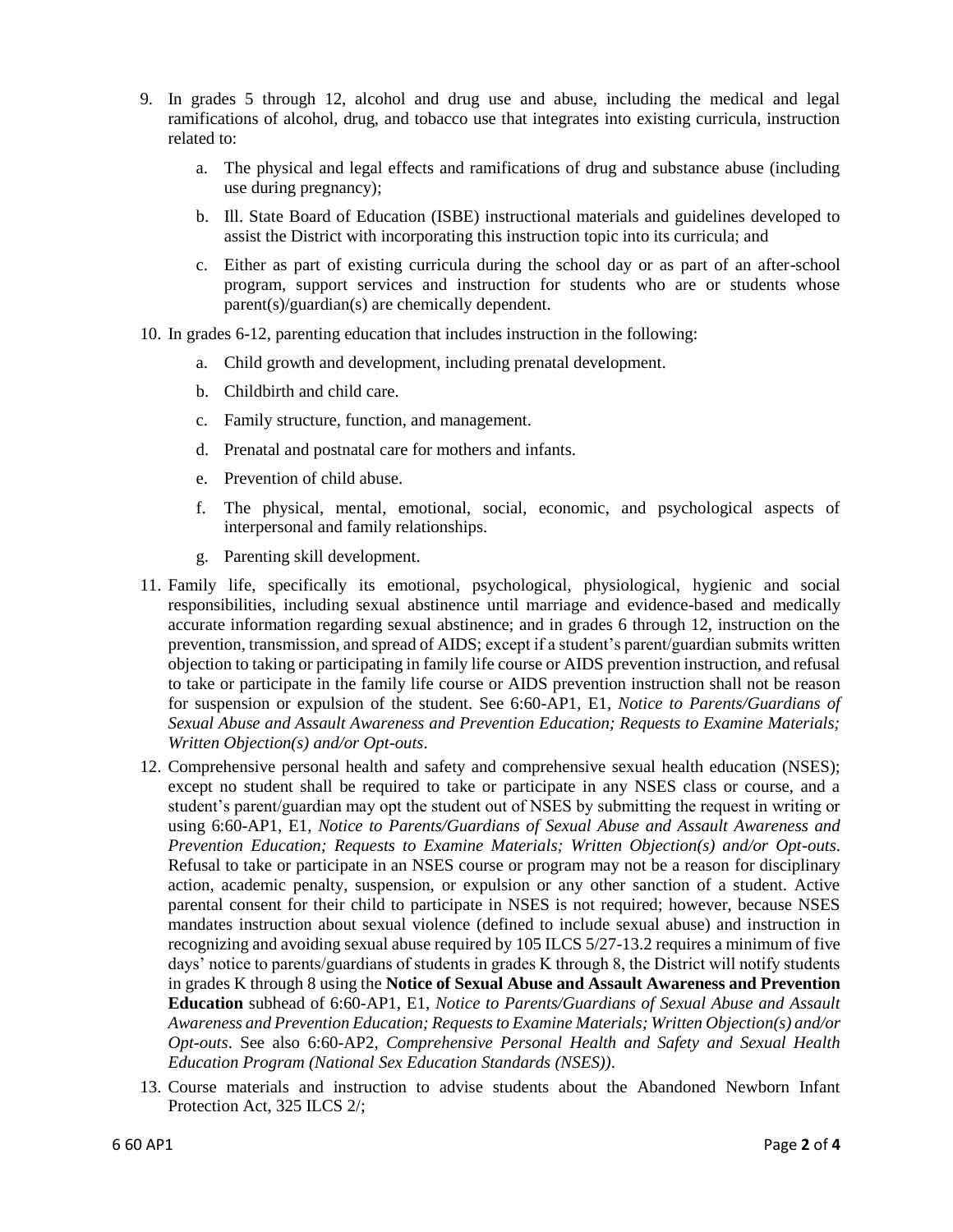9. In grades 5 through 12, alcohol and drug use and abuse, including the medical and legal ramifications of alcohol, drug, and tobacco use that integrates into existing curricula, instruction related to:

   a. The physical and legal effects and ramifications of drug and substance abuse (including use during pregnancy);

   b. Ill. State Board of Education (ISBE) instructional materials and guidelines developed to assist the District with incorporating this instruction topic into its curricula; and

   c. Either as part of existing curricula during the school day or as part of an after-school program, support services and instruction for students who are or students whose parent(s)/guardian(s) are chemically dependent.

10. In grades 6-12, parenting education that includes instruction in the following:

    a. Child growth and development, including prenatal development.

    b. Childbirth and child care.

    c. Family structure, function, and management.

    d. Prenatal and postnatal care for mothers and infants.

    e. Prevention of child abuse.

    f. The physical, mental, emotional, social, economic, and psychological aspects of interpersonal and family relationships.

    g. Parenting skill development.

11. Family life, specifically its emotional, psychological, physiological, hygienic and social responsibilities, including sexual abstinence until marriage and evidence-based and medically accurate information regarding sexual abstinence; and in grades 6 through 12, instruction on the prevention, transmission, and spread of AIDS; except if a student's parent/guardian submits written objection to taking or participating in family life course or AIDS prevention instruction, and refusal to take or participate in the family life course or AIDS prevention instruction shall not be reason for suspension or expulsion of the student. See 6:60-AP1, E1, *Notice to Parents/Guardians of Sexual Abuse and Assault Awareness and Prevention Education; Requests to Examine Materials; Written Objection(s) and/or Opt-outs*.

12. Comprehensive personal health and safety and comprehensive sexual health education (NSES); except no student shall be required to take or participate in any NSES class or course, and a student's parent/guardian may opt the student out of NSES by submitting the request in writing or using 6:60-AP1, E1, *Notice to Parents/Guardians of Sexual Abuse and Assault Awareness and Prevention Education; Requests to Examine Materials; Written Objection(s) and/or Opt-outs*. Refusal to take or participate in an NSES course or program may not be a reason for disciplinary action, academic penalty, suspension, or expulsion or any other sanction of a student. Active parental consent for their child to participate in NSES is not required; however, because NSES mandates instruction about sexual violence (defined to include sexual abuse) and instruction in recognizing and avoiding sexual abuse required by 105 ILCS 5/27-13.2 requires a minimum of five days' notice to parents/guardians of students in grades K through 8, the District will notify students in grades K through 8 using the **Notice of Sexual Abuse and Assault Awareness and Prevention Education** subhead of 6:60-AP1, E1, *Notice to Parents/Guardians of Sexual Abuse and Assault Awareness and Prevention Education; Requests to Examine Materials; Written Objection(s) and/or Opt-outs*. See also 6:60-AP2, *Comprehensive Personal Health and Safety and Sexual Health Education Program (National Sex Education Standards (NSES))*.

13. Course materials and instruction to advise students about the Abandoned Newborn Infant Protection Act, 325 ILCS 2/;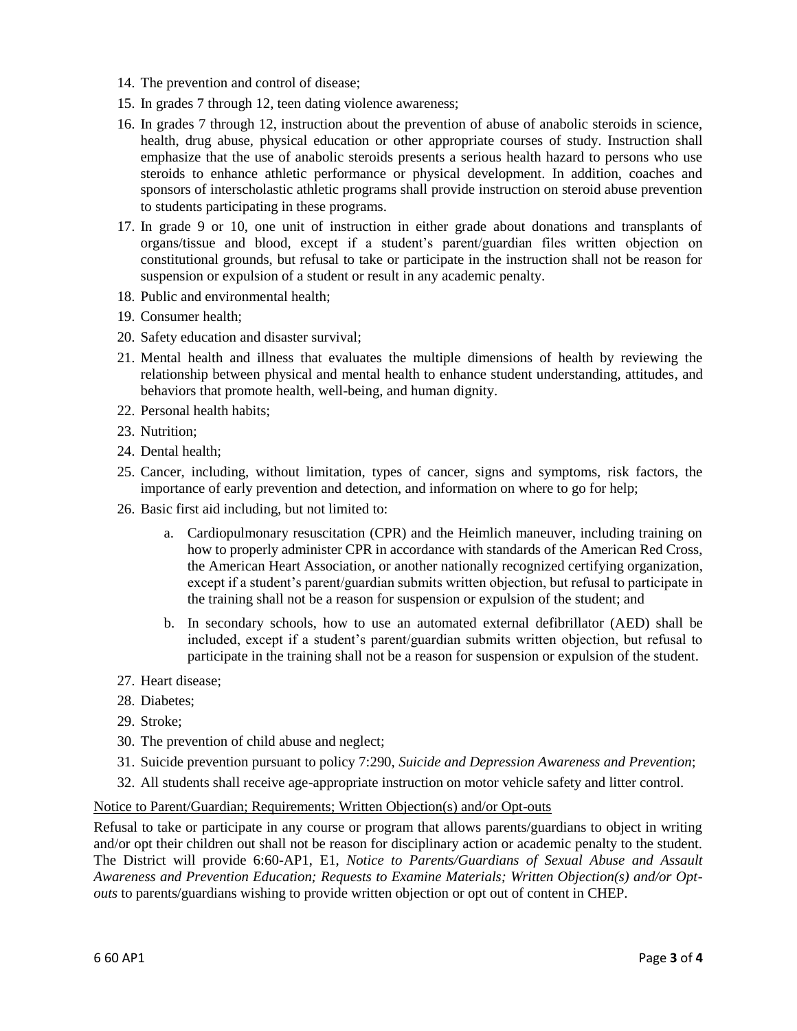14. The prevention and control of disease;
15. In grades 7 through 12, teen dating violence awareness;
16. In grades 7 through 12, instruction about the prevention of abuse of anabolic steroids in science, health, drug abuse, physical education or other appropriate courses of study. Instruction shall emphasize that the use of anabolic steroids presents a serious health hazard to persons who use steroids to enhance athletic performance or physical development. In addition, coaches and sponsors of interscholastic athletic programs shall provide instruction on steroid abuse prevention to students participating in these programs.
17. In grade 9 or 10, one unit of instruction in either grade about donations and transplants of organs/tissue and blood, except if a student's parent/guardian files written objection on constitutional grounds, but refusal to take or participate in the instruction shall not be reason for suspension or expulsion of a student or result in any academic penalty.
18. Public and environmental health;
19. Consumer health;
20. Safety education and disaster survival;
21. Mental health and illness that evaluates the multiple dimensions of health by reviewing the relationship between physical and mental health to enhance student understanding, attitudes, and behaviors that promote health, well-being, and human dignity.
22. Personal health habits;
23. Nutrition;
24. Dental health;
25. Cancer, including, without limitation, types of cancer, signs and symptoms, risk factors, the importance of early prevention and detection, and information on where to go for help;
26. Basic first aid including, but not limited to:
    a. Cardiopulmonary resuscitation (CPR) and the Heimlich maneuver, including training on how to properly administer CPR in accordance with standards of the American Red Cross, the American Heart Association, or another nationally recognized certifying organization, except if a student's parent/guardian submits written objection, but refusal to participate in the training shall not be a reason for suspension or expulsion of the student; and
    b. In secondary schools, how to use an automated external defibrillator (AED) shall be included, except if a student's parent/guardian submits written objection, but refusal to participate in the training shall not be a reason for suspension or expulsion of the student.
27. Heart disease;
28. Diabetes;
29. Stroke;
30. The prevention of child abuse and neglect;
31. Suicide prevention pursuant to policy 7:290, *Suicide and Depression Awareness and Prevention*;
32. All students shall receive age-appropriate instruction on motor vehicle safety and litter control.

Notice to Parent/Guardian; Requirements; Written Objection(s) and/or Opt-outs

Refusal to take or participate in any course or program that allows parents/guardians to object in writing and/or opt their children out shall not be reason for disciplinary action or academic penalty to the student. The District will provide 6:60-AP1, E1, *Notice to Parents/Guardians of Sexual Abuse and Assault Awareness and Prevention Education; Requests to Examine Materials; Written Objection(s) and/or Opt-outs* to parents/guardians wishing to provide written objection or opt out of content in CHEP.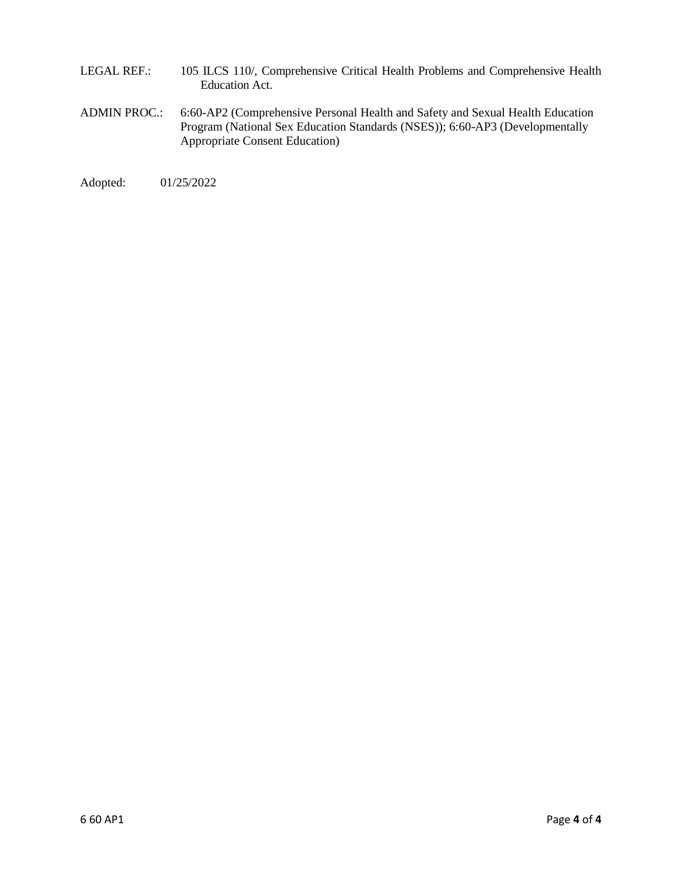LEGAL REF.: 105 ILCS 110/, Comprehensive Critical Health Problems and Comprehensive Health Education Act.

ADMIN PROC.: 6:60-AP2 (Comprehensive Personal Health and Safety and Sexual Health Education Program (National Sex Education Standards (NSES)); 6:60-AP3 (Developmentally Appropriate Consent Education)

Adopted: 01/25/2022